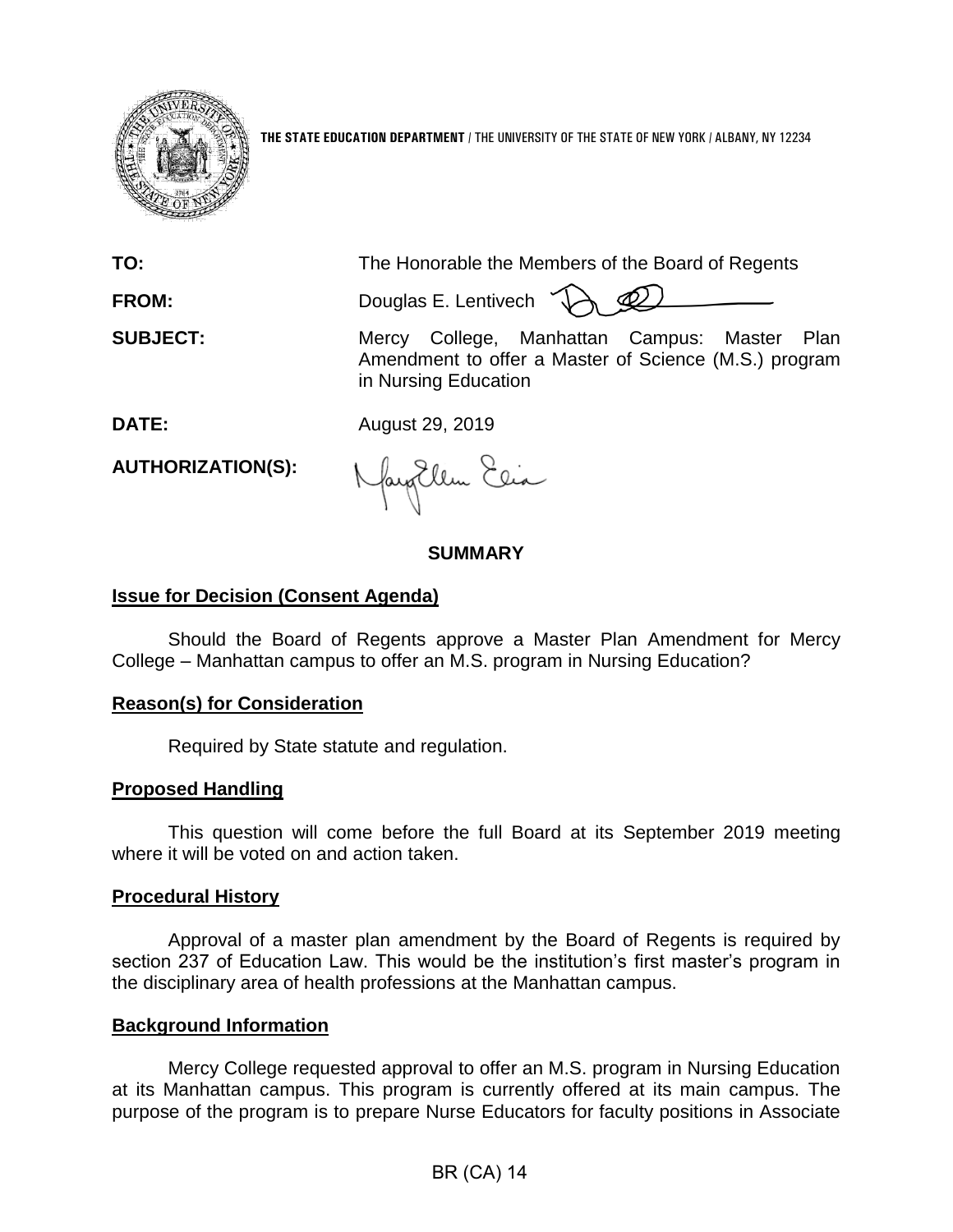**THE STATE EDUCATION DEPARTMENT** / THE UNIVERSITY OF THE STATE OF NEW YORK / ALBANY, NY 12234

**TO:** The Honorable the Members of the Board of Regents

**FROM:** Douglas E. Lentivech

**SUBJECT:** Mercy College, Manhattan Campus: Master Plan Amendment to offer a Master of Science (M.S.) program in Nursing Education

**DATE:** August 29, 2019

**AUTHORIZATION(S):**

## SUMMARY

### Issue for Decision (Consent Agenda)

Should the Board of Regents approve a Master Plan Amendment for Mercy College – Manhattan campus to offer an M.S. program in Nursing Education?

### Reason(s) for Consideration

Required by State statute and regulation.

### Proposed Handling

This question will come before the full Board at its September 2019 meeting where it will be voted on and action taken.

### Procedural History

Approval of a master plan amendment by the Board of Regents is required by section 237 of Education Law. This would be the institution's first master's program in the disciplinary area of health professions at the Manhattan campus.

### Background Information

Mercy College requested approval to offer an M.S. program in Nursing Education at its Manhattan campus. This program is currently offered at its main campus. The purpose of the program is to prepare Nurse Educators for faculty positions in Associate

BR (CA) 14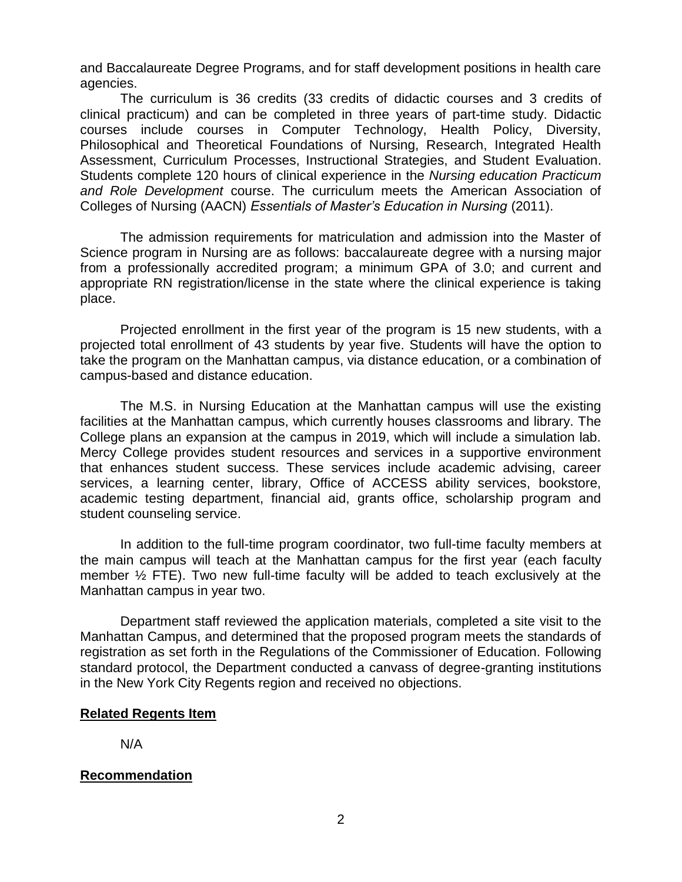and Baccalaureate Degree Programs, and for staff development positions in health care agencies.

The curriculum is 36 credits (33 credits of didactic courses and 3 credits of clinical practicum) and can be completed in three years of part-time study. Didactic courses include courses in Computer Technology, Health Policy, Diversity, Philosophical and Theoretical Foundations of Nursing, Research, Integrated Health Assessment, Curriculum Processes, Instructional Strategies, and Student Evaluation. Students complete 120 hours of clinical experience in the *Nursing education Practicum and Role Development* course. The curriculum meets the American Association of Colleges of Nursing (AACN) *Essentials of Master's Education in Nursing* (2011).

The admission requirements for matriculation and admission into the Master of Science program in Nursing are as follows: baccalaureate degree with a nursing major from a professionally accredited program; a minimum GPA of 3.0; and current and appropriate RN registration/license in the state where the clinical experience is taking place.

Projected enrollment in the first year of the program is 15 new students, with a projected total enrollment of 43 students by year five. Students will have the option to take the program on the Manhattan campus, via distance education, or a combination of campus-based and distance education.

The M.S. in Nursing Education at the Manhattan campus will use the existing facilities at the Manhattan campus, which currently houses classrooms and library. The College plans an expansion at the campus in 2019, which will include a simulation lab. Mercy College provides student resources and services in a supportive environment that enhances student success. These services include academic advising, career services, a learning center, library, Office of ACCESS ability services, bookstore, academic testing department, financial aid, grants office, scholarship program and student counseling service.

In addition to the full-time program coordinator, two full-time faculty members at the main campus will teach at the Manhattan campus for the first year (each faculty member ½ FTE). Two new full-time faculty will be added to teach exclusively at the Manhattan campus in year two.

Department staff reviewed the application materials, completed a site visit to the Manhattan Campus, and determined that the proposed program meets the standards of registration as set forth in the Regulations of the Commissioner of Education. Following standard protocol, the Department conducted a canvass of degree-granting institutions in the New York City Regents region and received no objections.

**Related Regents Item**

N/A

**Recommendation**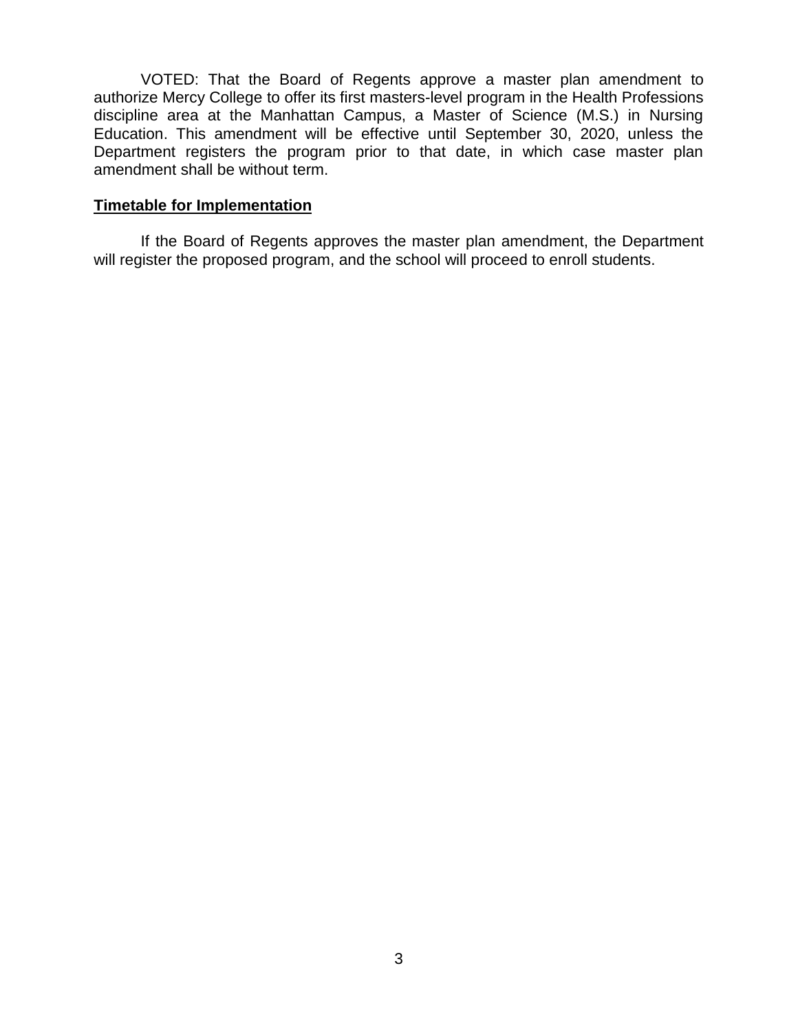VOTED: That the Board of Regents approve a master plan amendment to authorize Mercy College to offer its first masters-level program in the Health Professions discipline area at the Manhattan Campus, a Master of Science (M.S.) in Nursing Education. This amendment will be effective until September 30, 2020, unless the Department registers the program prior to that date, in which case master plan amendment shall be without term.

**Timetable for Implementation**

If the Board of Regents approves the master plan amendment, the Department will register the proposed program, and the school will proceed to enroll students.